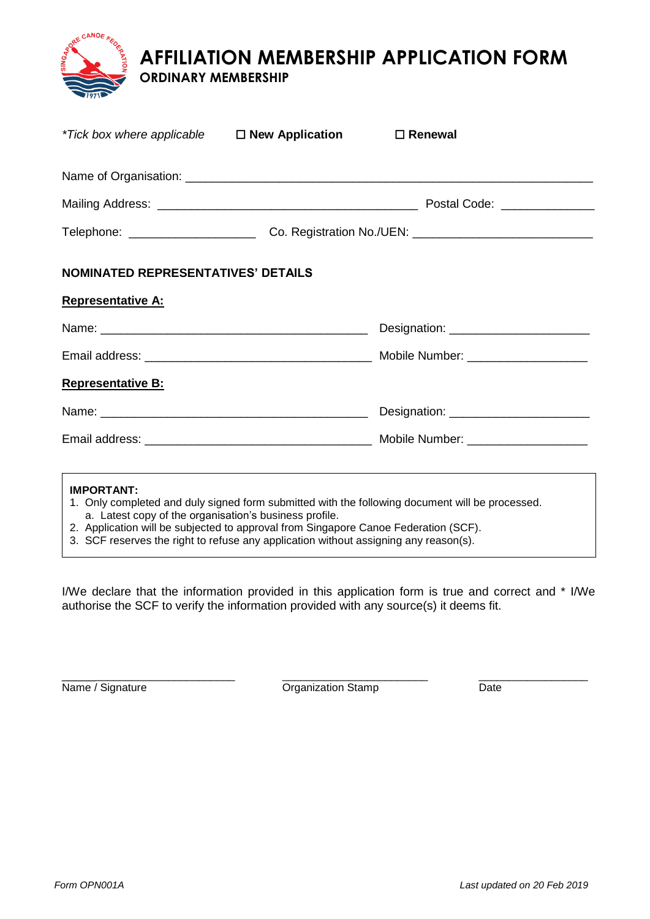# AFFILIATION MEMBERSHIP APPLICATION FORM

## ORDINARY MEMBERSHIP

*\*Tick box where applicable*  ☐ **New Application**  ☐ **Renewal**

Name of Organisation: ______________________________________________________________

Mailing Address: ________________________________________ Postal Code: ______________

Telephone: ___________________ Co. Registration No./UEN: ___________________________

**NOMINATED REPRESENTATIVES' DETAILS**

**Representative A:**

Name: ________________________________________ Designation: _____________________

Email address: __________________________________ Mobile Number: __________________

**Representative B:**

Name: ________________________________________ Designation: _____________________

Email address: __________________________________ Mobile Number: __________________

> **IMPORTANT:**
> 1. Only completed and duly signed form submitted with the following document will be processed.
>    a. Latest copy of the organisation's business profile.
> 2. Application will be subjected to approval from Singapore Canoe Federation (SCF).
> 3. SCF reserves the right to refuse any application without assigning any reason(s).

I/We declare that the information provided in this application form is true and correct and * I/We authorise the SCF to verify the information provided with any source(s) it deems fit.

| ____________________________ | ________________________ | __________________ |
|---|---|---|
| Name / Signature | Organization Stamp | Date |

*Form OPN001A*

*Last updated on 20 Feb 2019*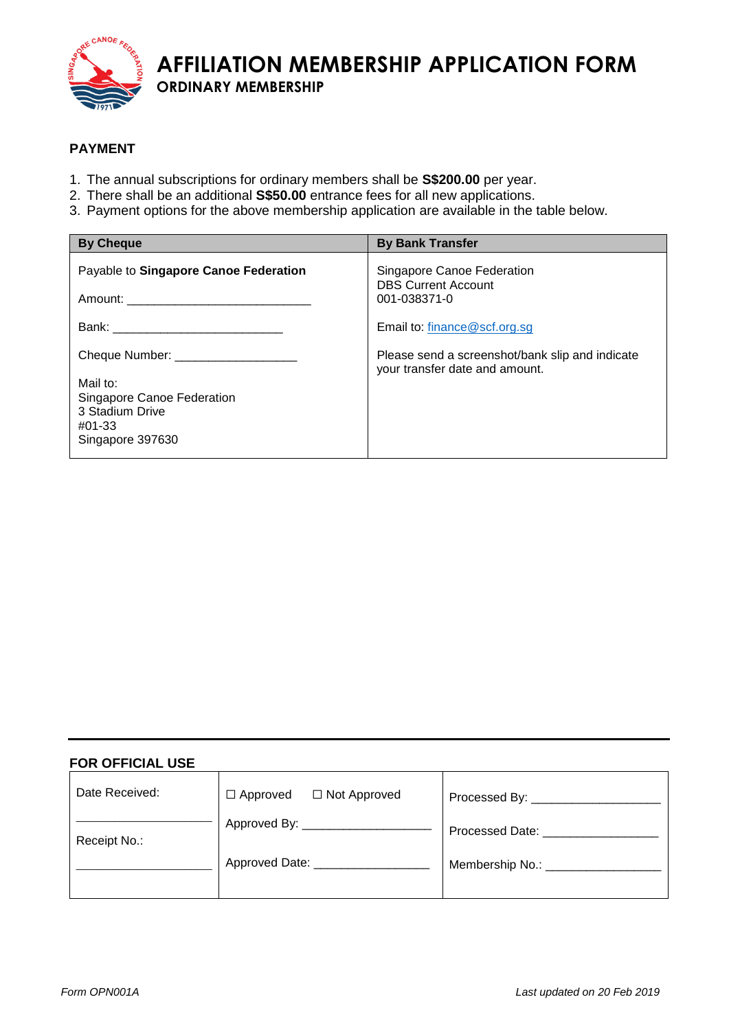# AFFILIATION MEMBERSHIP APPLICATION FORM

## ORDINARY MEMBERSHIP

### PAYMENT

1. The annual subscriptions for ordinary members shall be **S$200.00** per year.
2. There shall be an additional **S$50.00** entrance fees for all new applications.
3. Payment options for the above membership application are available in the table below.

| By Cheque | By Bank Transfer |
|---|---|
| Payable to **Singapore Canoe Federation**<br><br>Amount: ___________________________<br><br>Bank: _________________________<br><br>Cheque Number: __________________<br><br>Mail to:<br>Singapore Canoe Federation<br>3 Stadium Drive<br>#01-33<br>Singapore 397630 | Singapore Canoe Federation<br>DBS Current Account<br>001-038371-0<br><br>Email to: finance@scf.org.sg<br><br>Please send a screenshot/bank slip and indicate your transfer date and amount. |

### FOR OFFICIAL USE

| | | |
|---|---|---|
| Date Received:<br><br>___________________<br>Receipt No.:<br><br>___________________ | ☐ Approved ☐ Not Approved<br><br>Approved By: ___________________<br><br>Approved Date: _________________ | Processed By: ___________________<br><br>Processed Date: _________________<br><br>Membership No.: _________________ |

*Form OPN001A*

*Last updated on 20 Feb 2019*